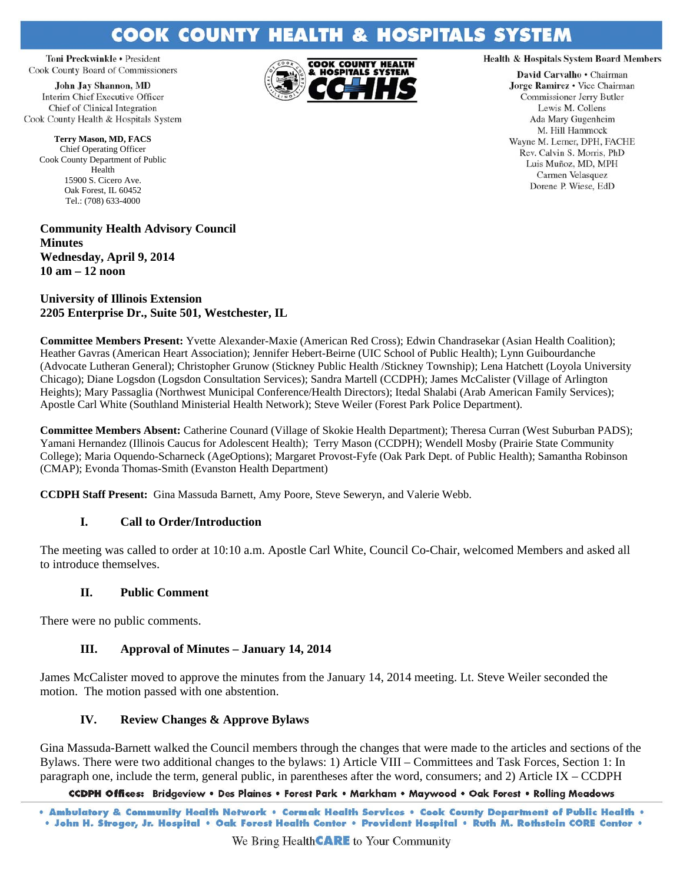# COOK COUNTY HEALTH & HOSPITALS SYSTEM

Toni Preckwinkle • President
Cook County Board of Commissioners

John Jay Shannon, MD
Interim Chief Executive Officer
Chief of Clinical Integration
Cook County Health & Hospitals System

**Terry Mason, MD, FACS**
Chief Operating Officer
Cook County Department of Public Health
15900 S. Cicero Ave.
Oak Forest, IL 60452
Tel.: (708) 633-4000

Health & Hospitals System Board Members

David Carvalho • Chairman
Jorge Ramirez • Vice Chairman
Commissioner Jerry Butler
Lewis M. Collens
Ada Mary Gugenheim
M. Hill Hammock
Wayne M. Lerner, DPH, FACHE
Rev. Calvin S. Morris, PhD
Luis Muñoz, MD, MPH
Carmen Velasquez
Dorene P. Wiese, EdD

**Community Health Advisory Council**
**Minutes**
**Wednesday, April 9, 2014**
**10 am – 12 noon**

**University of Illinois Extension**
**2205 Enterprise Dr., Suite 501, Westchester, IL**

**Committee Members Present:** Yvette Alexander-Maxie (American Red Cross); Edwin Chandrasekar (Asian Health Coalition); Heather Gavras (American Heart Association); Jennifer Hebert-Beirne (UIC School of Public Health); Lynn Guibourdanche (Advocate Lutheran General); Christopher Grunow (Stickney Public Health /Stickney Township); Lena Hatchett (Loyola University Chicago); Diane Logsdon (Logsdon Consultation Services); Sandra Martell (CCDPH); James McCalister (Village of Arlington Heights); Mary Passaglia (Northwest Municipal Conference/Health Directors); Itedal Shalabi (Arab American Family Services); Apostle Carl White (Southland Ministerial Health Network); Steve Weiler (Forest Park Police Department).

**Committee Members Absent:** Catherine Counard (Village of Skokie Health Department); Theresa Curran (West Suburban PADS); Yamani Hernandez (Illinois Caucus for Adolescent Health); Terry Mason (CCDPH); Wendell Mosby (Prairie State Community College); Maria Oquendo-Scharneck (AgeOptions); Margaret Provost-Fyfe (Oak Park Dept. of Public Health); Samantha Robinson (CMAP); Evonda Thomas-Smith (Evanston Health Department)

**CCDPH Staff Present:** Gina Massuda Barnett, Amy Poore, Steve Seweryn, and Valerie Webb.

## I. Call to Order/Introduction

The meeting was called to order at 10:10 a.m. Apostle Carl White, Council Co-Chair, welcomed Members and asked all to introduce themselves.

## II. Public Comment

There were no public comments.

## III. Approval of Minutes – January 14, 2014

James McCalister moved to approve the minutes from the January 14, 2014 meeting. Lt. Steve Weiler seconded the motion. The motion passed with one abstention.

## IV. Review Changes & Approve Bylaws

Gina Massuda-Barnett walked the Council members through the changes that were made to the articles and sections of the Bylaws. There were two additional changes to the bylaws: 1) Article VIII – Committees and Task Forces, Section 1: In paragraph one, include the term, general public, in parentheses after the word, consumers; and 2) Article IX – CCDPH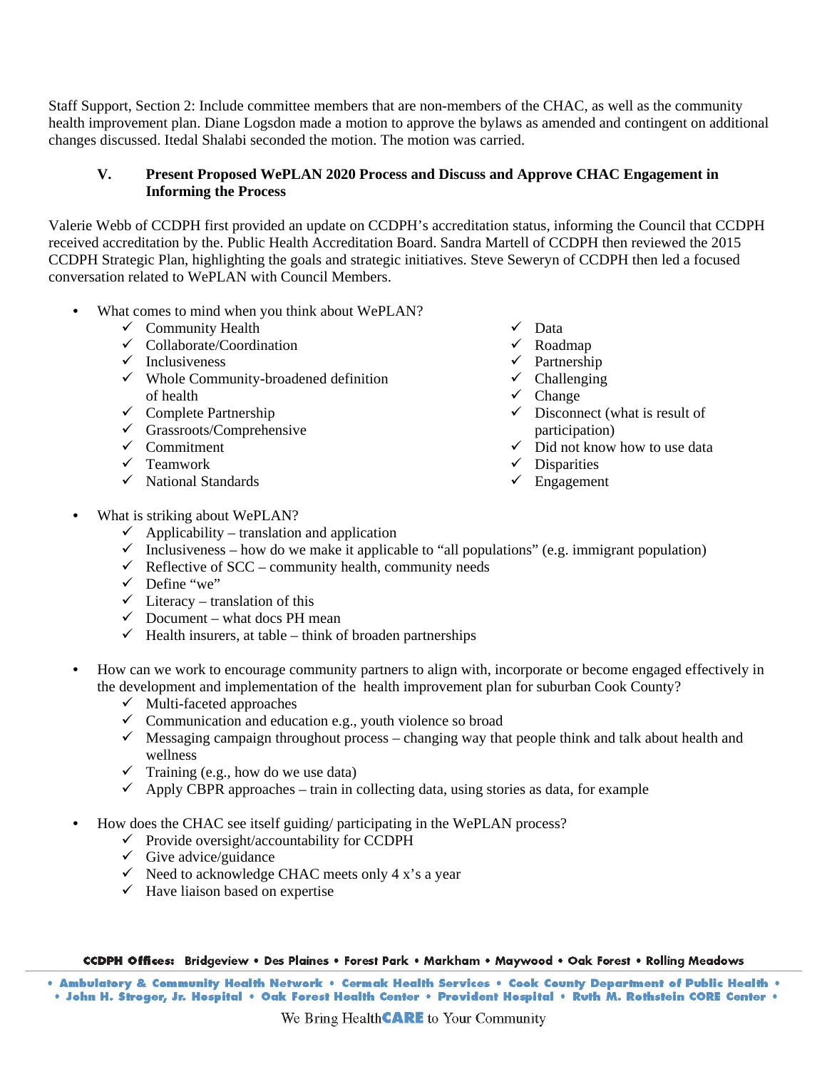Staff Support, Section 2: Include committee members that are non-members of the CHAC, as well as the community health improvement plan. Diane Logsdon made a motion to approve the bylaws as amended and contingent on additional changes discussed. Itedal Shalabi seconded the motion. The motion was carried.

### V. Present Proposed WePLAN 2020 Process and Discuss and Approve CHAC Engagement in Informing the Process

Valerie Webb of CCDPH first provided an update on CCDPH's accreditation status, informing the Council that CCDPH received accreditation by the. Public Health Accreditation Board. Sandra Martell of CCDPH then reviewed the 2015 CCDPH Strategic Plan, highlighting the goals and strategic initiatives. Steve Seweryn of CCDPH then led a focused conversation related to WePLAN with Council Members.

- What comes to mind when you think about WePLAN?
  - ✓ Community Health
  - ✓ Collaborate/Coordination
  - ✓ Inclusiveness
  - ✓ Whole Community-broadened definition of health
  - ✓ Complete Partnership
  - ✓ Grassroots/Comprehensive
  - ✓ Commitment
  - ✓ Teamwork
  - ✓ National Standards
  - ✓ Data
  - ✓ Roadmap
  - ✓ Partnership
  - ✓ Challenging
  - ✓ Change
  - ✓ Disconnect (what is result of participation)
  - ✓ Did not know how to use data
  - ✓ Disparities
  - ✓ Engagement

- What is striking about WePLAN?
  - ✓ Applicability – translation and application
  - ✓ Inclusiveness – how do we make it applicable to "all populations" (e.g. immigrant population)
  - ✓ Reflective of SCC – community health, community needs
  - ✓ Define "we"
  - ✓ Literacy – translation of this
  - ✓ Document – what docs PH mean
  - ✓ Health insurers, at table – think of broaden partnerships

- How can we work to encourage community partners to align with, incorporate or become engaged effectively in the development and implementation of the health improvement plan for suburban Cook County?
  - ✓ Multi-faceted approaches
  - ✓ Communication and education e.g., youth violence so broad
  - ✓ Messaging campaign throughout process – changing way that people think and talk about health and wellness
  - ✓ Training (e.g., how do we use data)
  - ✓ Apply CBPR approaches – train in collecting data, using stories as data, for example

- How does the CHAC see itself guiding/ participating in the WePLAN process?
  - ✓ Provide oversight/accountability for CCDPH
  - ✓ Give advice/guidance
  - ✓ Need to acknowledge CHAC meets only 4 x's a year
  - ✓ Have liaison based on expertise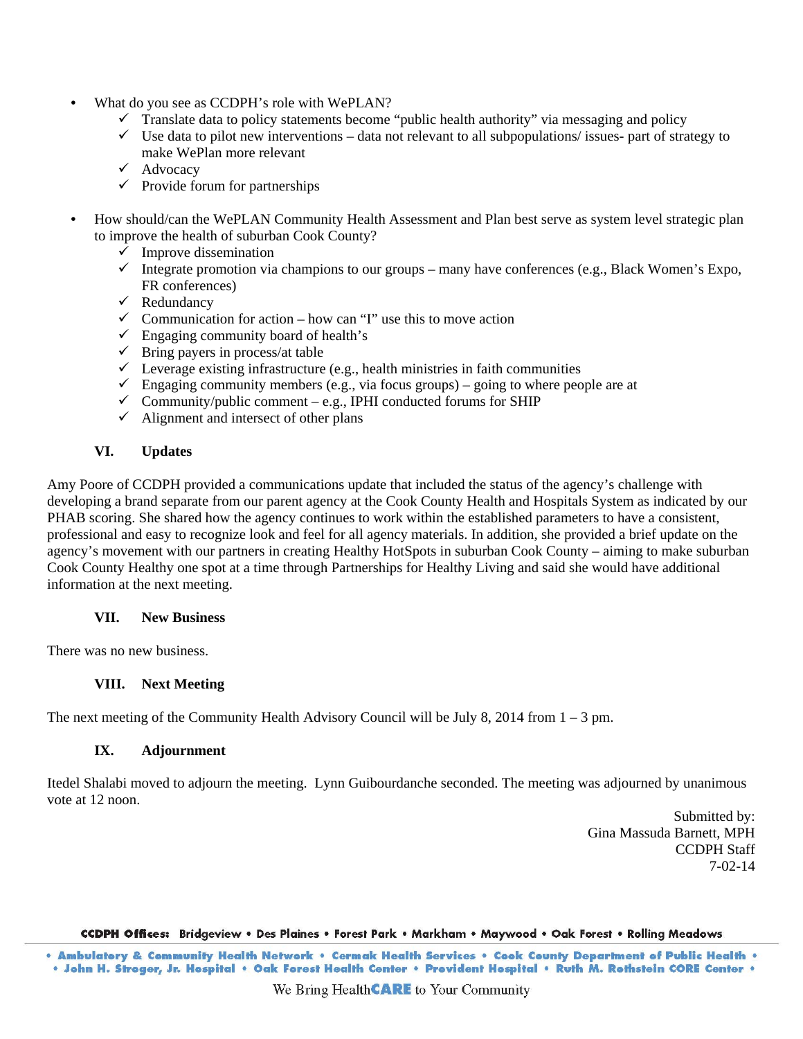- What do you see as CCDPH's role with WePLAN?
  - ✓ Translate data to policy statements become "public health authority" via messaging and policy
  - ✓ Use data to pilot new interventions – data not relevant to all subpopulations/ issues- part of strategy to make WePlan more relevant
  - ✓ Advocacy
  - ✓ Provide forum for partnerships

- How should/can the WePLAN Community Health Assessment and Plan best serve as system level strategic plan to improve the health of suburban Cook County?
  - ✓ Improve dissemination
  - ✓ Integrate promotion via champions to our groups – many have conferences (e.g., Black Women's Expo, FR conferences)
  - ✓ Redundancy
  - ✓ Communication for action – how can "I" use this to move action
  - ✓ Engaging community board of health's
  - ✓ Bring payers in process/at table
  - ✓ Leverage existing infrastructure (e.g., health ministries in faith communities
  - ✓ Engaging community members (e.g., via focus groups) – going to where people are at
  - ✓ Community/public comment – e.g., IPHI conducted forums for SHIP
  - ✓ Alignment and intersect of other plans

## VI. Updates

Amy Poore of CCDPH provided a communications update that included the status of the agency's challenge with developing a brand separate from our parent agency at the Cook County Health and Hospitals System as indicated by our PHAB scoring. She shared how the agency continues to work within the established parameters to have a consistent, professional and easy to recognize look and feel for all agency materials. In addition, she provided a brief update on the agency's movement with our partners in creating Healthy HotSpots in suburban Cook County – aiming to make suburban Cook County Healthy one spot at a time through Partnerships for Healthy Living and said she would have additional information at the next meeting.

## VII. New Business

There was no new business.

## VIII. Next Meeting

The next meeting of the Community Health Advisory Council will be July 8, 2014 from 1 – 3 pm.

## IX. Adjournment

Itedel Shalabi moved to adjourn the meeting. Lynn Guibourdanche seconded. The meeting was adjourned by unanimous vote at 12 noon.

Submitted by:
Gina Massuda Barnett, MPH
CCDPH Staff
7-02-14